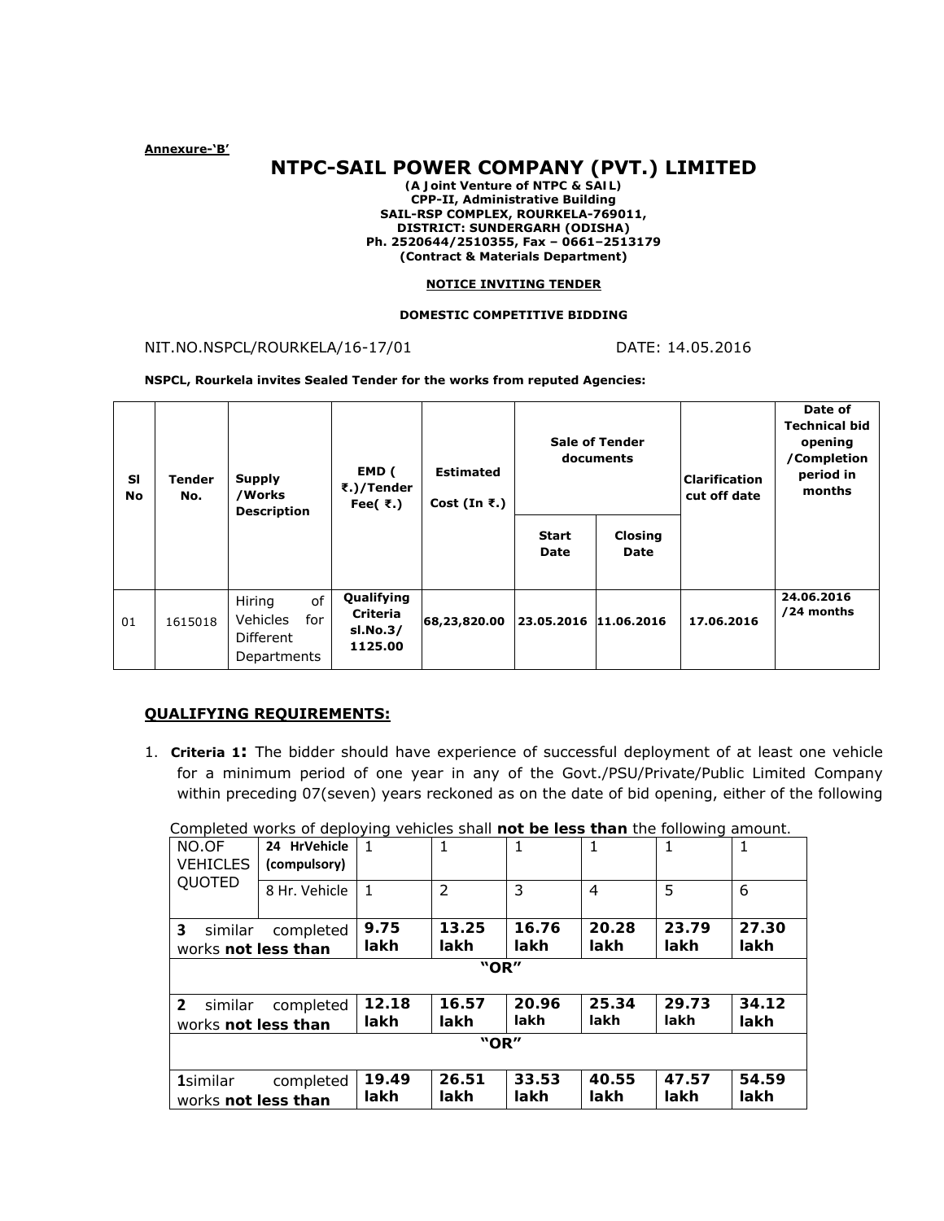**Annexure-'B'**

# NTPC-SAIL POWER COMPANY (PVT.) LIMITED

**(A Joint Venture of NTPC & SAIL)**
**CPP-II, Administrative Building**
**SAIL-RSP COMPLEX, ROURKELA-769011,**
**DISTRICT: SUNDERGARH (ODISHA)**
**Ph. 2520644/2510355, Fax – 0661–2513179**
**(Contract & Materials Department)**

**NOTICE INVITING TENDER**

**DOMESTIC COMPETITIVE BIDDING**

NIT.NO.NSPCL/ROURKELA/16-17/01 DATE: 14.05.2016

**NSPCL, Rourkela invites Sealed Tender for the works from reputed Agencies:**

| Sl No | Tender No. | Supply /Works Description | EMD (₹.)/Tender Fee(₹.) | Estimated Cost (In ₹.) | Sale of Tender documents | | Clarification cut off date | Date of Technical bid opening /Completion period in months |
|---|---|---|---|---|---|---|---|---|
| | | | | | Start Date | Closing Date | | |
| 01 | 1615018 | Hiring of Vehicles for Different Departments | **Qualifying Criteria sl.No.3/ 1125.00** | **68,23,820.00** | **23.05.2016** | **11.06.2016** | **17.06.2016** | **24.06.2016 /24 months** |

## QUALIFYING REQUIREMENTS:

1. **Criteria 1:** The bidder should have experience of successful deployment of at least one vehicle for a minimum period of one year in any of the Govt./PSU/Private/Public Limited Company within preceding 07(seven) years reckoned as on the date of bid opening, either of the following

Completed works of deploying vehicles shall **not be less than** the following amount.

| NO.OF VEHICLES QUOTED | 24 HrVehicle (compulsory) | 1 | 1 | 1 | 1 | 1 | 1 |
|---|---|---|---|---|---|---|---|
| | 8 Hr. Vehicle | 1 | 2 | 3 | 4 | 5 | 6 |
| **3** similar completed works **not less than** | | **9.75 lakh** | **13.25 lakh** | **16.76 lakh** | **20.28 lakh** | **23.79 lakh** | **27.30 lakh** |
| | | | | **"OR"** | | | |
| **2** similar completed works **not less than** | | **12.18 lakh** | **16.57 lakh** | **20.96 lakh** | **25.34 lakh** | **29.73 lakh** | **34.12 lakh** |
| | | | | **"OR"** | | | |
| **1**similar completed works **not less than** | | **19.49 lakh** | **26.51 lakh** | **33.53 lakh** | **40.55 lakh** | **47.57 lakh** | **54.59 lakh** |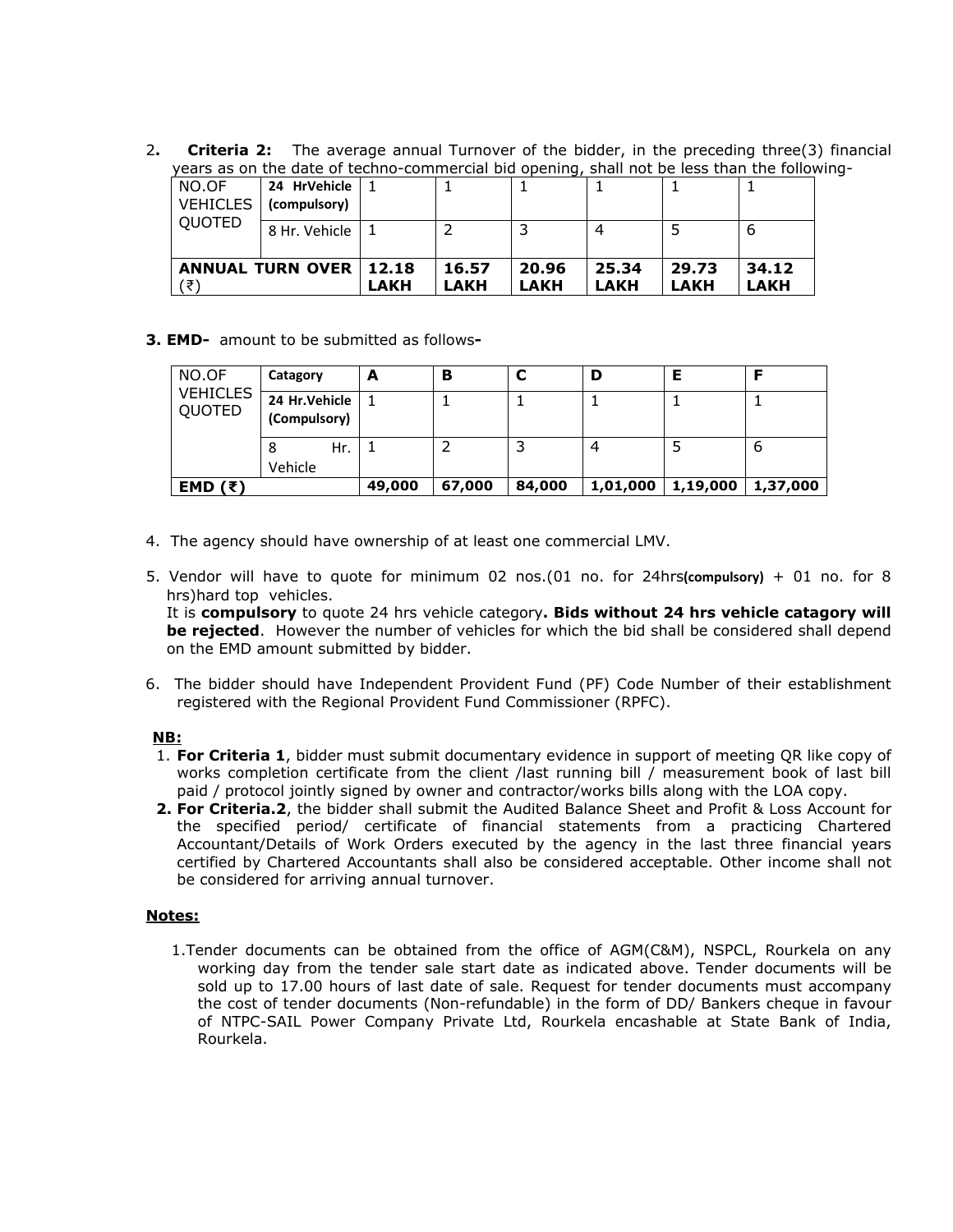2. **Criteria 2:** The average annual Turnover of the bidder, in the preceding three(3) financial years as on the date of techno-commercial bid opening, shall not be less than the following-

| NO.OF VEHICLES QUOTED | **24 HrVehicle (compulsory)** | 1 | 1 | 1 | 1 | 1 | 1 |
|---|---|---|---|---|---|---|---|
| | 8 Hr. Vehicle | 1 | 2 | 3 | 4 | 5 | 6 |
| **ANNUAL TURN OVER** (₹) | | **12.18 LAKH** | **16.57 LAKH** | **20.96 LAKH** | **25.34 LAKH** | **29.73 LAKH** | **34.12 LAKH** |

**3. EMD-** amount to be submitted as follows**-**

| NO.OF VEHICLES QUOTED | **Catagory** | **A** | **B** | **C** | **D** | **E** | **F** |
|---|---|---|---|---|---|---|---|
| | **24 Hr.Vehicle (Compulsory)** | 1 | 1 | 1 | 1 | 1 | 1 |
| | 8 Hr. Vehicle | 1 | 2 | 3 | 4 | 5 | 6 |
| **EMD (₹)** | | **49,000** | **67,000** | **84,000** | **1,01,000** | **1,19,000** | **1,37,000** |

4. The agency should have ownership of at least one commercial LMV.

5. Vendor will have to quote for minimum 02 nos.(01 no. for 24hrs**(compulsory)** + 01 no. for 8 hrs)hard top vehicles.
   It is **compulsory** to quote 24 hrs vehicle category**. Bids without 24 hrs vehicle catagory will be rejected**. However the number of vehicles for which the bid shall be considered shall depend on the EMD amount submitted by bidder.

6. The bidder should have Independent Provident Fund (PF) Code Number of their establishment registered with the Regional Provident Fund Commissioner (RPFC).

**NB:**

1. **For Criteria 1**, bidder must submit documentary evidence in support of meeting QR like copy of works completion certificate from the client /last running bill / measurement book of last bill paid / protocol jointly signed by owner and contractor/works bills along with the LOA copy.
2. **For Criteria.2**, the bidder shall submit the Audited Balance Sheet and Profit & Loss Account for the specified period/ certificate of financial statements from a practicing Chartered Accountant/Details of Work Orders executed by the agency in the last three financial years certified by Chartered Accountants shall also be considered acceptable. Other income shall not be considered for arriving annual turnover.

**Notes:**

1. Tender documents can be obtained from the office of AGM(C&M), NSPCL, Rourkela on any working day from the tender sale start date as indicated above. Tender documents will be sold up to 17.00 hours of last date of sale. Request for tender documents must accompany the cost of tender documents (Non-refundable) in the form of DD/ Bankers cheque in favour of NTPC-SAIL Power Company Private Ltd, Rourkela encashable at State Bank of India, Rourkela.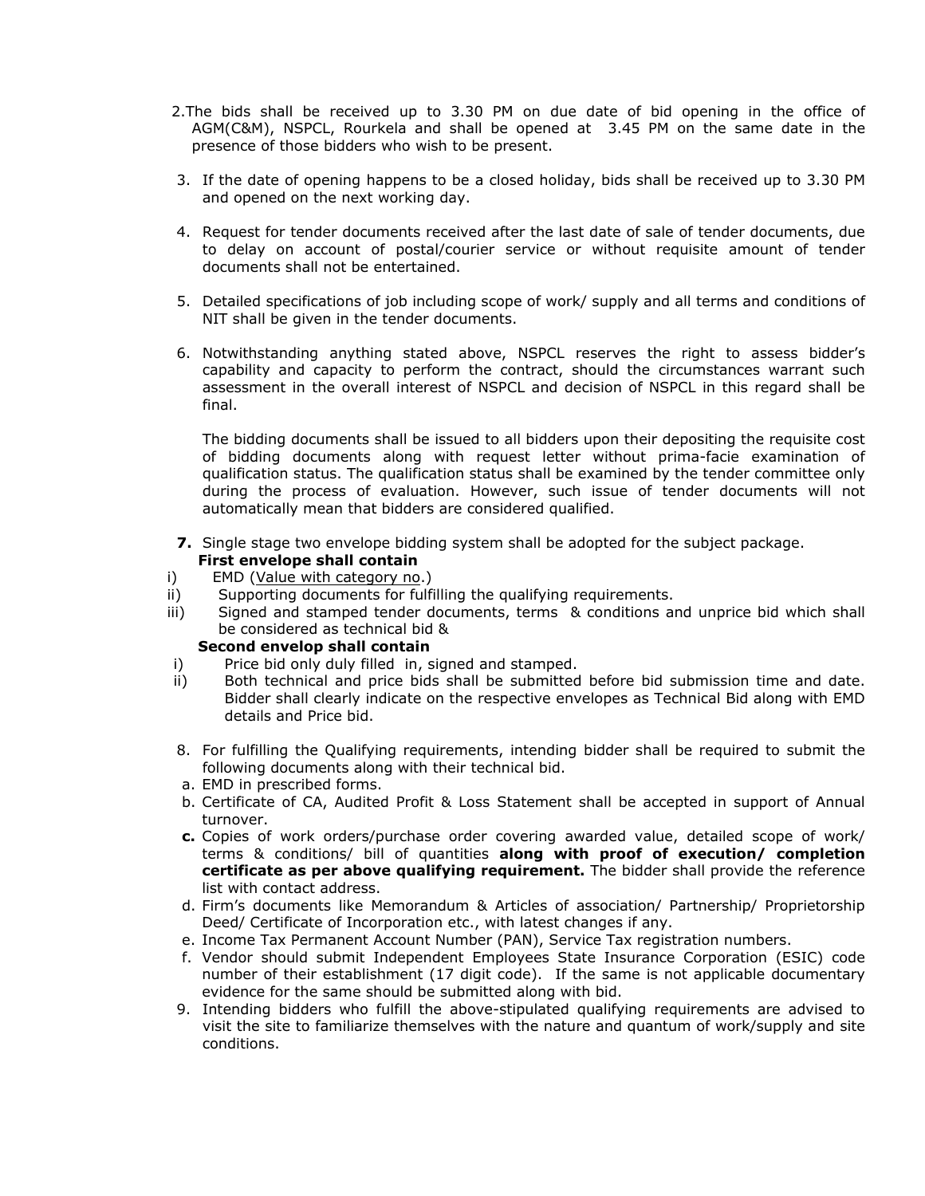2. The bids shall be received up to 3.30 PM on due date of bid opening in the office of AGM(C&M), NSPCL, Rourkela and shall be opened at 3.45 PM on the same date in the presence of those bidders who wish to be present.

3. If the date of opening happens to be a closed holiday, bids shall be received up to 3.30 PM and opened on the next working day.

4. Request for tender documents received after the last date of sale of tender documents, due to delay on account of postal/courier service or without requisite amount of tender documents shall not be entertained.

5. Detailed specifications of job including scope of work/ supply and all terms and conditions of NIT shall be given in the tender documents.

6. Notwithstanding anything stated above, NSPCL reserves the right to assess bidder's capability and capacity to perform the contract, should the circumstances warrant such assessment in the overall interest of NSPCL and decision of NSPCL in this regard shall be final.

   The bidding documents shall be issued to all bidders upon their depositing the requisite cost of bidding documents along with request letter without prima-facie examination of qualification status. The qualification status shall be examined by the tender committee only during the process of evaluation. However, such issue of tender documents will not automatically mean that bidders are considered qualified.

7. Single stage two envelope bidding system shall be adopted for the subject package.

   **First envelope shall contain**

   i) EMD (Value with category no.)
   ii) Supporting documents for fulfilling the qualifying requirements.
   iii) Signed and stamped tender documents, terms & conditions and unprice bid which shall be considered as technical bid &

   **Second envelop shall contain**

   i) Price bid only duly filled in, signed and stamped.
   ii) Both technical and price bids shall be submitted before bid submission time and date. Bidder shall clearly indicate on the respective envelopes as Technical Bid along with EMD details and Price bid.

8. For fulfilling the Qualifying requirements, intending bidder shall be required to submit the following documents along with their technical bid.

   a. EMD in prescribed forms.
   b. Certificate of CA, Audited Profit & Loss Statement shall be accepted in support of Annual turnover.
   c. Copies of work orders/purchase order covering awarded value, detailed scope of work/ terms & conditions/ bill of quantities **along with proof of execution/ completion certificate as per above qualifying requirement.** The bidder shall provide the reference list with contact address.
   d. Firm's documents like Memorandum & Articles of association/ Partnership/ Proprietorship Deed/ Certificate of Incorporation etc., with latest changes if any.
   e. Income Tax Permanent Account Number (PAN), Service Tax registration numbers.
   f. Vendor should submit Independent Employees State Insurance Corporation (ESIC) code number of their establishment (17 digit code). If the same is not applicable documentary evidence for the same should be submitted along with bid.

9. Intending bidders who fulfill the above-stipulated qualifying requirements are advised to visit the site to familiarize themselves with the nature and quantum of work/supply and site conditions.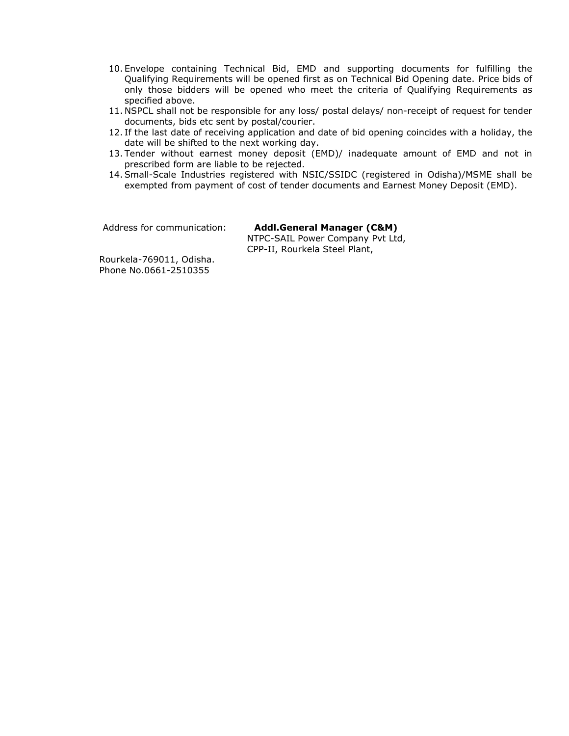10. Envelope containing Technical Bid, EMD and supporting documents for fulfilling the Qualifying Requirements will be opened first as on Technical Bid Opening date. Price bids of only those bidders will be opened who meet the criteria of Qualifying Requirements as specified above.
11. NSPCL shall not be responsible for any loss/ postal delays/ non-receipt of request for tender documents, bids etc sent by postal/courier.
12. If the last date of receiving application and date of bid opening coincides with a holiday, the date will be shifted to the next working day.
13. Tender without earnest money deposit (EMD)/ inadequate amount of EMD and not in prescribed form are liable to be rejected.
14. Small-Scale Industries registered with NSIC/SSIDC (registered in Odisha)/MSME shall be exempted from payment of cost of tender documents and Earnest Money Deposit (EMD).

Address for communication: **Addl.General Manager (C&M)**
NTPC-SAIL Power Company Pvt Ltd,
CPP-II, Rourkela Steel Plant,
Rourkela-769011, Odisha.
Phone No.0661-2510355